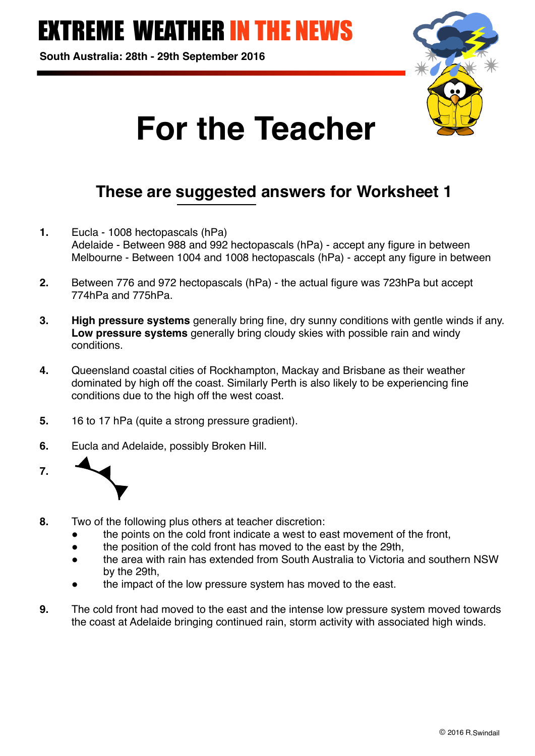# EXTREME WEATHER IN THE NEWS

**South Australia: 28th - 29th September 2016**

# For the Teacher

## These are suggested answers for Worksheet 1

**1.** Eucla - 1008 hectopascals (hPa)
Adelaide - Between 988 and 992 hectopascals (hPa) - accept any figure in between
Melbourne - Between 1004 and 1008 hectopascals (hPa) - accept any figure in between

**2.** Between 776 and 972 hectopascals (hPa) - the actual figure was 723hPa but accept 774hPa and 775hPa.

**3.** **High pressure systems** generally bring fine, dry sunny conditions with gentle winds if any. **Low pressure systems** generally bring cloudy skies with possible rain and windy conditions.

**4.** Queensland coastal cities of Rockhampton, Mackay and Brisbane as their weather dominated by high off the coast. Similarly Perth is also likely to be experiencing fine conditions due to the high off the west coast.

**5.** 16 to 17 hPa (quite a strong pressure gradient).

**6.** Eucla and Adelaide, possibly Broken Hill.

**7.**

**8.** Two of the following plus others at teacher discretion:

- the points on the cold front indicate a west to east movement of the front,
- the position of the cold front has moved to the east by the 29th,
- the area with rain has extended from South Australia to Victoria and southern NSW by the 29th,
- the impact of the low pressure system has moved to the east.

**9.** The cold front had moved to the east and the intense low pressure system moved towards the coast at Adelaide bringing continued rain, storm activity with associated high winds.

© 2016 R.Swindail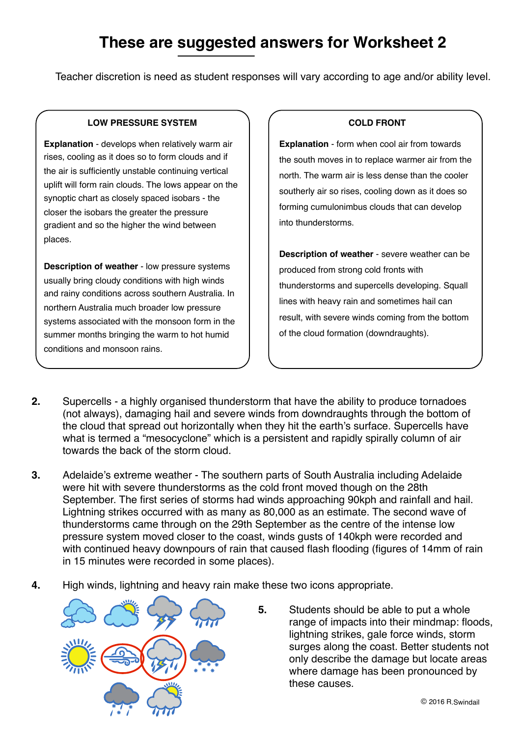# These are suggested answers for Worksheet 2

Teacher discretion is need as student responses will vary according to age and/or ability level.

### LOW PRESSURE SYSTEM

**Explanation** - develops when relatively warm air rises, cooling as it does so to form clouds and if the air is sufficiently unstable continuing vertical uplift will form rain clouds. The lows appear on the synoptic chart as closely spaced isobars - the closer the isobars the greater the pressure gradient and so the higher the wind between places.

**Description of weather** - low pressure systems usually bring cloudy conditions with high winds and rainy conditions across southern Australia. In northern Australia much broader low pressure systems associated with the monsoon form in the summer months bringing the warm to hot humid conditions and monsoon rains.

### COLD FRONT

**Explanation** - form when cool air from towards the south moves in to replace warmer air from the north. The warm air is less dense than the cooler southerly air so rises, cooling down as it does so forming cumulonimbus clouds that can develop into thunderstorms.

**Description of weather** - severe weather can be produced from strong cold fronts with thunderstorms and supercells developing. Squall lines with heavy rain and sometimes hail can result, with severe winds coming from the bottom of the cloud formation (downdraughts).

**2.** Supercells - a highly organised thunderstorm that have the ability to produce tornadoes (not always), damaging hail and severe winds from downdraughts through the bottom of the cloud that spread out horizontally when they hit the earth's surface. Supercells have what is termed a "mesocyclone" which is a persistent and rapidly spirally column of air towards the back of the storm cloud.

**3.** Adelaide's extreme weather - The southern parts of South Australia including Adelaide were hit with severe thunderstorms as the cold front moved though on the 28th September. The first series of storms had winds approaching 90kph and rainfall and hail. Lightning strikes occurred with as many as 80,000 as an estimate. The second wave of thunderstorms came through on the 29th September as the centre of the intense low pressure system moved closer to the coast, winds gusts of 140kph were recorded and with continued heavy downpours of rain that caused flash flooding (figures of 14mm of rain in 15 minutes were recorded in some places).

**4.** High winds, lightning and heavy rain make these two icons appropriate.

**5.** Students should be able to put a whole range of impacts into their mindmap: floods, lightning strikes, gale force winds, storm surges along the coast. Better students not only describe the damage but locate areas where damage has been pronounced by these causes.

© 2016 R.Swindail